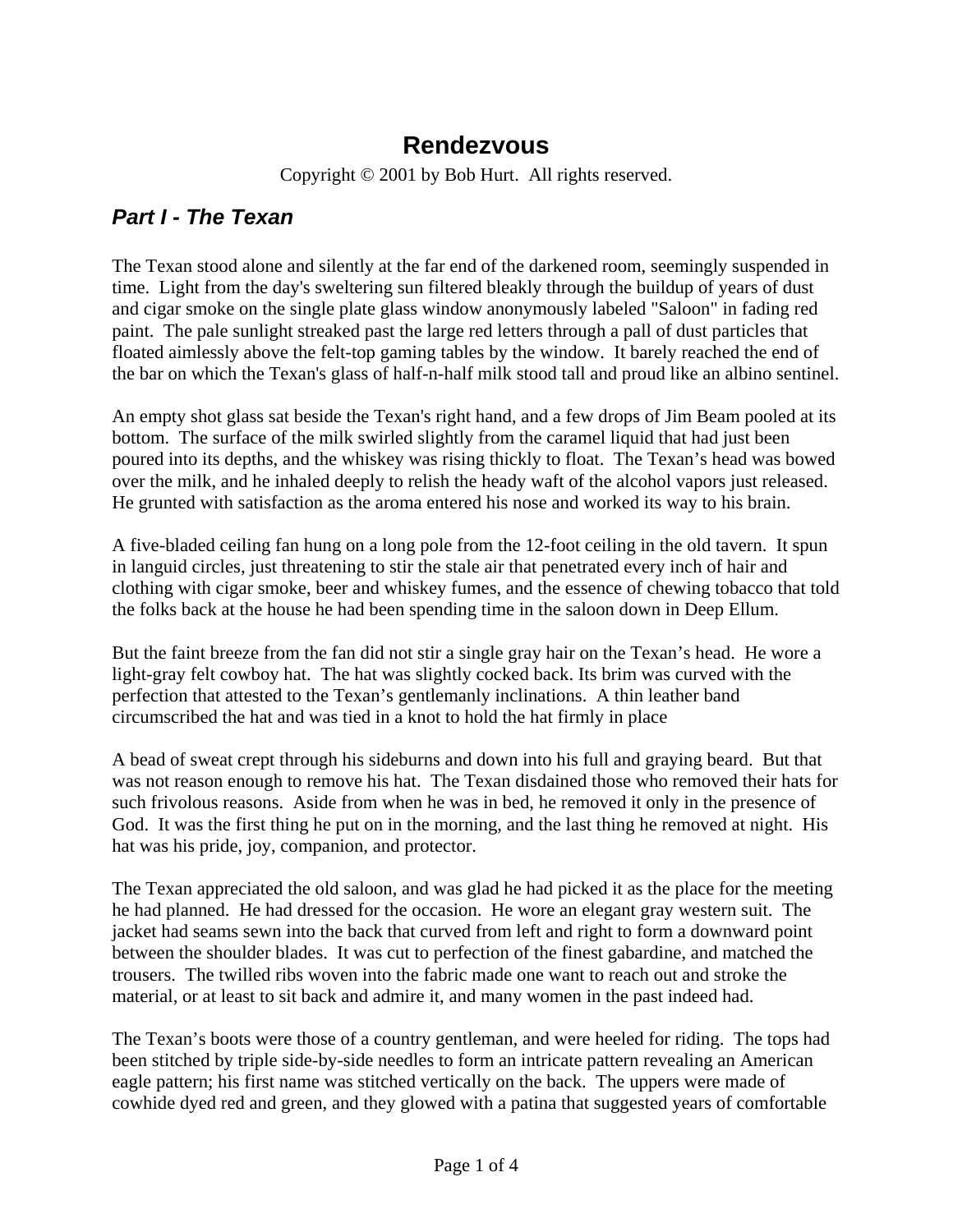# Rendezvous

Copyright © 2001 by Bob Hurt. All rights reserved.

## *Part I - The Texan*

The Texan stood alone and silently at the far end of the darkened room, seemingly suspended in time. Light from the day's sweltering sun filtered bleakly through the buildup of years of dust and cigar smoke on the single plate glass window anonymously labeled "Saloon" in fading red paint. The pale sunlight streaked past the large red letters through a pall of dust particles that floated aimlessly above the felt-top gaming tables by the window. It barely reached the end of the bar on which the Texan's glass of half-n-half milk stood tall and proud like an albino sentinel.

An empty shot glass sat beside the Texan's right hand, and a few drops of Jim Beam pooled at its bottom. The surface of the milk swirled slightly from the caramel liquid that had just been poured into its depths, and the whiskey was rising thickly to float. The Texan's head was bowed over the milk, and he inhaled deeply to relish the heady waft of the alcohol vapors just released. He grunted with satisfaction as the aroma entered his nose and worked its way to his brain.

A five-bladed ceiling fan hung on a long pole from the 12-foot ceiling in the old tavern. It spun in languid circles, just threatening to stir the stale air that penetrated every inch of hair and clothing with cigar smoke, beer and whiskey fumes, and the essence of chewing tobacco that told the folks back at the house he had been spending time in the saloon down in Deep Ellum.

But the faint breeze from the fan did not stir a single gray hair on the Texan's head. He wore a light-gray felt cowboy hat. The hat was slightly cocked back. Its brim was curved with the perfection that attested to the Texan's gentlemanly inclinations. A thin leather band circumscribed the hat and was tied in a knot to hold the hat firmly in place

A bead of sweat crept through his sideburns and down into his full and graying beard. But that was not reason enough to remove his hat. The Texan disdained those who removed their hats for such frivolous reasons. Aside from when he was in bed, he removed it only in the presence of God. It was the first thing he put on in the morning, and the last thing he removed at night. His hat was his pride, joy, companion, and protector.

The Texan appreciated the old saloon, and was glad he had picked it as the place for the meeting he had planned. He had dressed for the occasion. He wore an elegant gray western suit. The jacket had seams sewn into the back that curved from left and right to form a downward point between the shoulder blades. It was cut to perfection of the finest gabardine, and matched the trousers. The twilled ribs woven into the fabric made one want to reach out and stroke the material, or at least to sit back and admire it, and many women in the past indeed had.

The Texan's boots were those of a country gentleman, and were heeled for riding. The tops had been stitched by triple side-by-side needles to form an intricate pattern revealing an American eagle pattern; his first name was stitched vertically on the back. The uppers were made of cowhide dyed red and green, and they glowed with a patina that suggested years of comfortable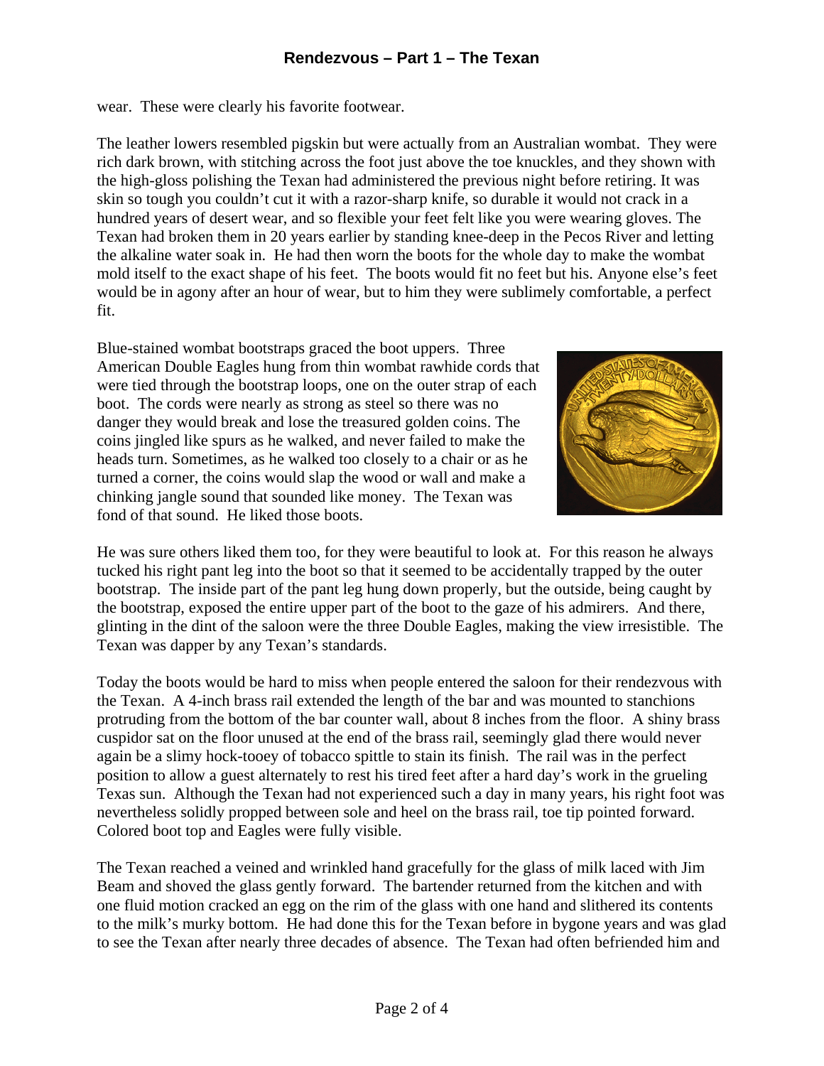wear. These were clearly his favorite footwear.

The leather lowers resembled pigskin but were actually from an Australian wombat. They were rich dark brown, with stitching across the foot just above the toe knuckles, and they shown with the high-gloss polishing the Texan had administered the previous night before retiring. It was skin so tough you couldn't cut it with a razor-sharp knife, so durable it would not crack in a hundred years of desert wear, and so flexible your feet felt like you were wearing gloves. The Texan had broken them in 20 years earlier by standing knee-deep in the Pecos River and letting the alkaline water soak in. He had then worn the boots for the whole day to make the wombat mold itself to the exact shape of his feet. The boots would fit no feet but his. Anyone else's feet would be in agony after an hour of wear, but to him they were sublimely comfortable, a perfect fit.

Blue-stained wombat bootstraps graced the boot uppers. Three American Double Eagles hung from thin wombat rawhide cords that were tied through the bootstrap loops, one on the outer strap of each boot. The cords were nearly as strong as steel so there was no danger they would break and lose the treasured golden coins. The coins jingled like spurs as he walked, and never failed to make the heads turn. Sometimes, as he walked too closely to a chair or as he turned a corner, the coins would slap the wood or wall and make a chinking jangle sound that sounded like money. The Texan was fond of that sound. He liked those boots.

He was sure others liked them too, for they were beautiful to look at. For this reason he always tucked his right pant leg into the boot so that it seemed to be accidentally trapped by the outer bootstrap. The inside part of the pant leg hung down properly, but the outside, being caught by the bootstrap, exposed the entire upper part of the boot to the gaze of his admirers. And there, glinting in the dint of the saloon were the three Double Eagles, making the view irresistible. The Texan was dapper by any Texan's standards.

Today the boots would be hard to miss when people entered the saloon for their rendezvous with the Texan. A 4-inch brass rail extended the length of the bar and was mounted to stanchions protruding from the bottom of the bar counter wall, about 8 inches from the floor. A shiny brass cuspidor sat on the floor unused at the end of the brass rail, seemingly glad there would never again be a slimy hock-tooey of tobacco spittle to stain its finish. The rail was in the perfect position to allow a guest alternately to rest his tired feet after a hard day's work in the grueling Texas sun. Although the Texan had not experienced such a day in many years, his right foot was nevertheless solidly propped between sole and heel on the brass rail, toe tip pointed forward. Colored boot top and Eagles were fully visible.

The Texan reached a veined and wrinkled hand gracefully for the glass of milk laced with Jim Beam and shoved the glass gently forward. The bartender returned from the kitchen and with one fluid motion cracked an egg on the rim of the glass with one hand and slithered its contents to the milk's murky bottom. He had done this for the Texan before in bygone years and was glad to see the Texan after nearly three decades of absence. The Texan had often befriended him and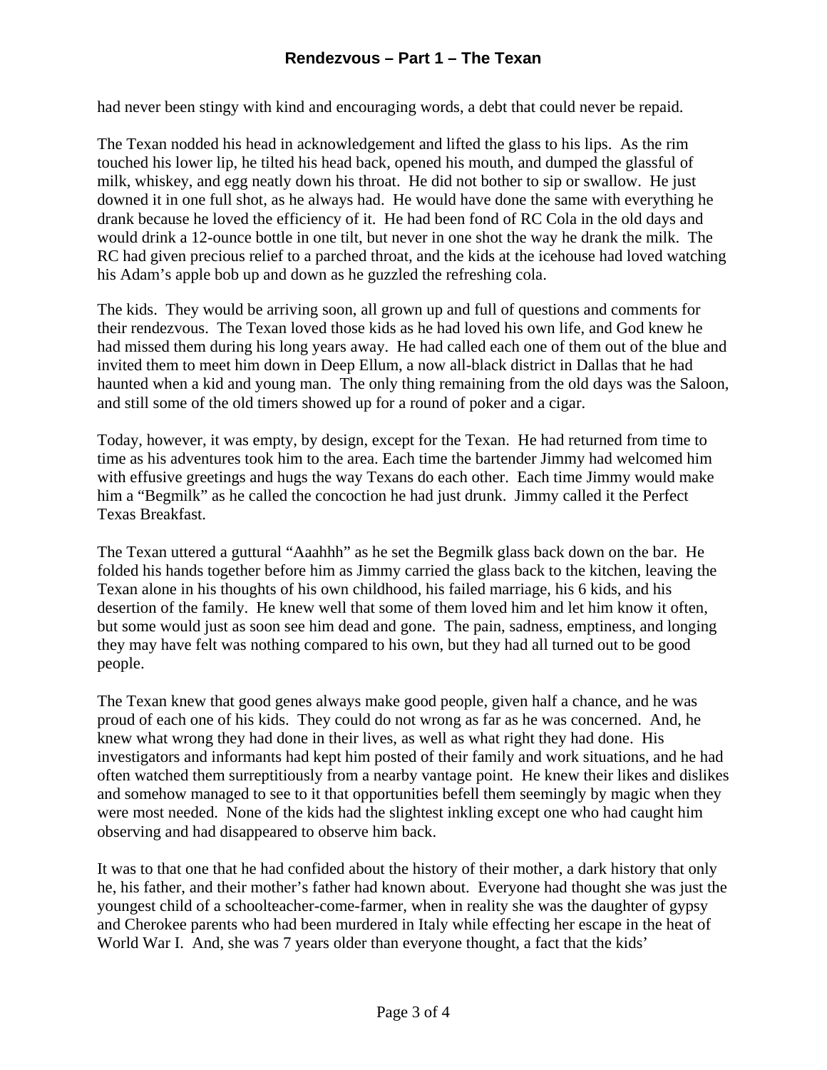had never been stingy with kind and encouraging words, a debt that could never be repaid.

The Texan nodded his head in acknowledgement and lifted the glass to his lips. As the rim touched his lower lip, he tilted his head back, opened his mouth, and dumped the glassful of milk, whiskey, and egg neatly down his throat. He did not bother to sip or swallow. He just downed it in one full shot, as he always had. He would have done the same with everything he drank because he loved the efficiency of it. He had been fond of RC Cola in the old days and would drink a 12-ounce bottle in one tilt, but never in one shot the way he drank the milk. The RC had given precious relief to a parched throat, and the kids at the icehouse had loved watching his Adam's apple bob up and down as he guzzled the refreshing cola.

The kids. They would be arriving soon, all grown up and full of questions and comments for their rendezvous. The Texan loved those kids as he had loved his own life, and God knew he had missed them during his long years away. He had called each one of them out of the blue and invited them to meet him down in Deep Ellum, a now all-black district in Dallas that he had haunted when a kid and young man. The only thing remaining from the old days was the Saloon, and still some of the old timers showed up for a round of poker and a cigar.

Today, however, it was empty, by design, except for the Texan. He had returned from time to time as his adventures took him to the area. Each time the bartender Jimmy had welcomed him with effusive greetings and hugs the way Texans do each other. Each time Jimmy would make him a "Begmilk" as he called the concoction he had just drunk. Jimmy called it the Perfect Texas Breakfast.

The Texan uttered a guttural "Aaahhh" as he set the Begmilk glass back down on the bar. He folded his hands together before him as Jimmy carried the glass back to the kitchen, leaving the Texan alone in his thoughts of his own childhood, his failed marriage, his 6 kids, and his desertion of the family. He knew well that some of them loved him and let him know it often, but some would just as soon see him dead and gone. The pain, sadness, emptiness, and longing they may have felt was nothing compared to his own, but they had all turned out to be good people.

The Texan knew that good genes always make good people, given half a chance, and he was proud of each one of his kids. They could do not wrong as far as he was concerned. And, he knew what wrong they had done in their lives, as well as what right they had done. His investigators and informants had kept him posted of their family and work situations, and he had often watched them surreptitiously from a nearby vantage point. He knew their likes and dislikes and somehow managed to see to it that opportunities befell them seemingly by magic when they were most needed. None of the kids had the slightest inkling except one who had caught him observing and had disappeared to observe him back.

It was to that one that he had confided about the history of their mother, a dark history that only he, his father, and their mother's father had known about. Everyone had thought she was just the youngest child of a schoolteacher-come-farmer, when in reality she was the daughter of gypsy and Cherokee parents who had been murdered in Italy while effecting her escape in the heat of World War I. And, she was 7 years older than everyone thought, a fact that the kids'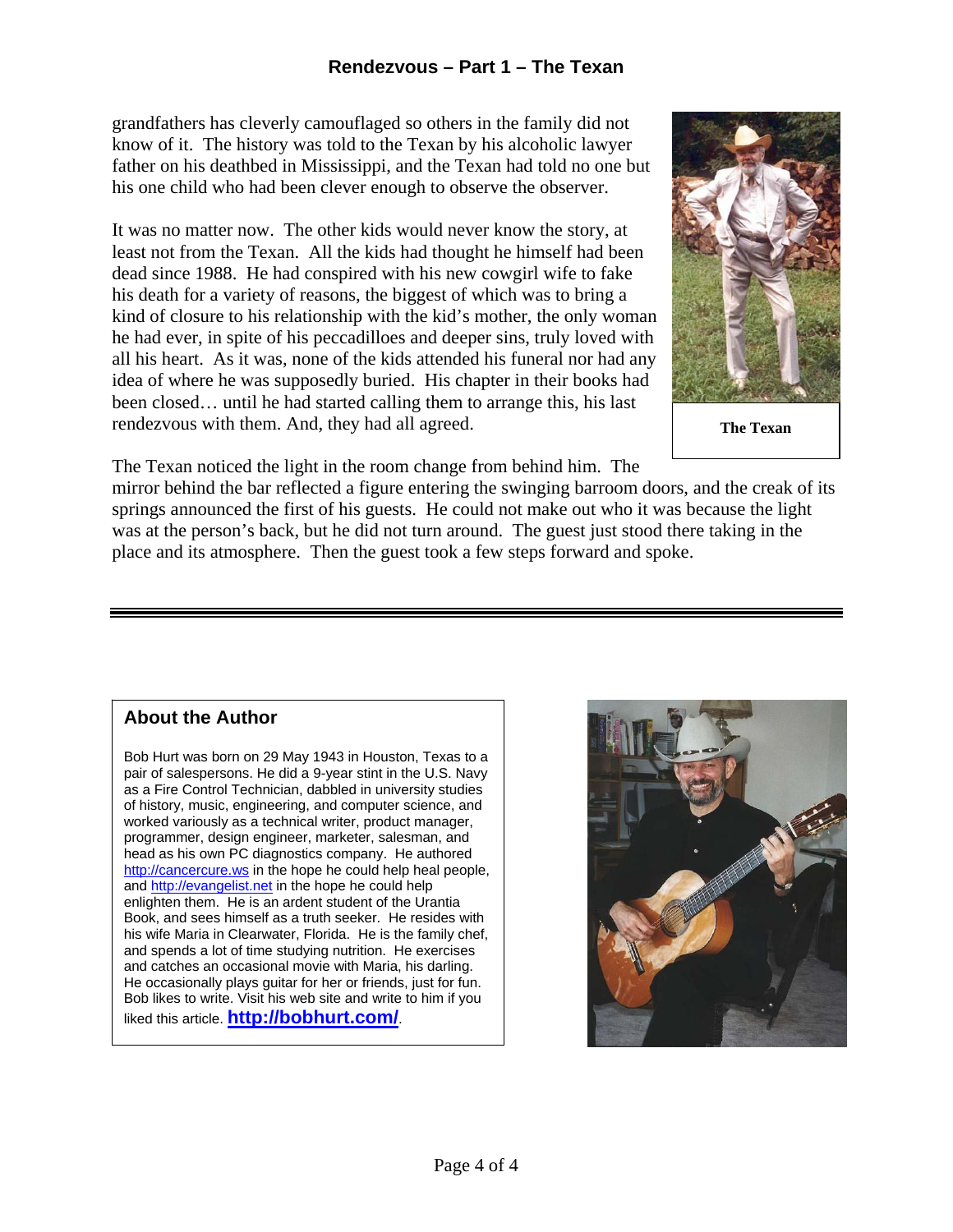grandfathers has cleverly camouflaged so others in the family did not know of it. The history was told to the Texan by his alcoholic lawyer father on his deathbed in Mississippi, and the Texan had told no one but his one child who had been clever enough to observe the observer.

It was no matter now. The other kids would never know the story, at least not from the Texan. All the kids had thought he himself had been dead since 1988. He had conspired with his new cowgirl wife to fake his death for a variety of reasons, the biggest of which was to bring a kind of closure to his relationship with the kid's mother, the only woman he had ever, in spite of his peccadilloes and deeper sins, truly loved with all his heart. As it was, none of the kids attended his funeral nor had any idea of where he was supposedly buried. His chapter in their books had been closed… until he had started calling them to arrange this, his last rendezvous with them. And, they had all agreed.

**The Texan**

The Texan noticed the light in the room change from behind him. The mirror behind the bar reflected a figure entering the swinging barroom doors, and the creak of its springs announced the first of his guests. He could not make out who it was because the light was at the person's back, but he did not turn around. The guest just stood there taking in the place and its atmosphere. Then the guest took a few steps forward and spoke.

---

## About the Author

Bob Hurt was born on 29 May 1943 in Houston, Texas to a pair of salespersons. He did a 9-year stint in the U.S. Navy as a Fire Control Technician, dabbled in university studies of history, music, engineering, and computer science, and worked variously as a technical writer, product manager, programmer, design engineer, marketer, salesman, and head as his own PC diagnostics company. He authored http://cancercure.ws in the hope he could help heal people, and http://evangelist.net in the hope he could help enlighten them. He is an ardent student of the Urantia Book, and sees himself as a truth seeker. He resides with his wife Maria in Clearwater, Florida. He is the family chef, and spends a lot of time studying nutrition. He exercises and catches an occasional movie with Maria, his darling. He occasionally plays guitar for her or friends, just for fun. Bob likes to write. Visit his web site and write to him if you liked this article. **http://bobhurt.com/**.